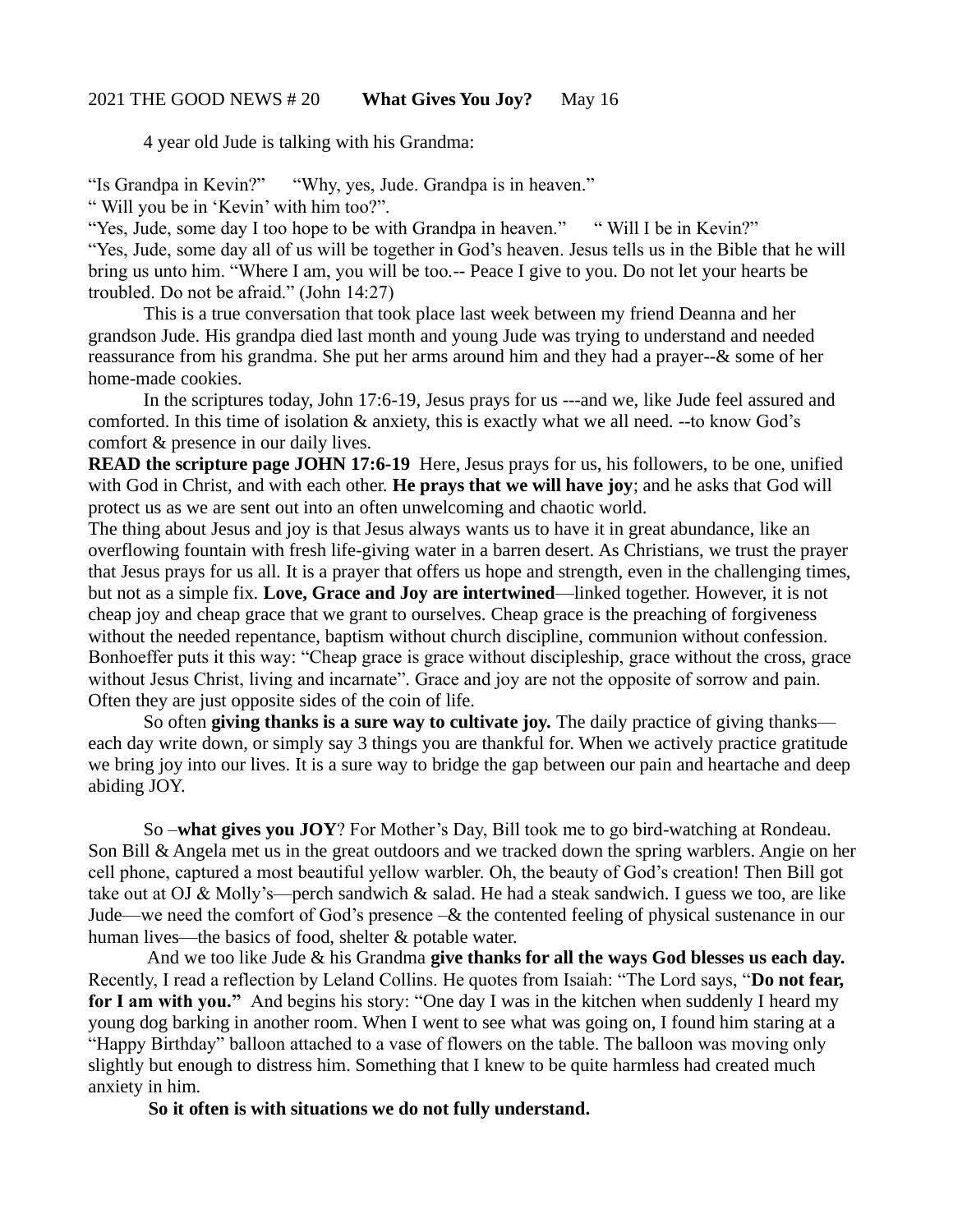2021 THE GOOD NEWS # 20 **What Gives You Joy?** May 16

4 year old Jude is talking with his Grandma:

"Is Grandpa in Kevin?" "Why, yes, Jude. Grandpa is in heaven."

" Will you be in 'Kevin' with him too?".

"Yes, Jude, some day I too hope to be with Grandpa in heaven." " Will I be in Kevin?"

"Yes, Jude, some day all of us will be together in God's heaven. Jesus tells us in the Bible that he will bring us unto him. "Where I am, you will be too.-- Peace I give to you. Do not let your hearts be troubled. Do not be afraid." (John 14:27)

This is a true conversation that took place last week between my friend Deanna and her grandson Jude. His grandpa died last month and young Jude was trying to understand and needed reassurance from his grandma. She put her arms around him and they had a prayer--& some of her home-made cookies.

In the scriptures today, John 17:6-19, Jesus prays for us ---and we, like Jude feel assured and comforted. In this time of isolation & anxiety, this is exactly what we all need. --to know God's comfort & presence in our daily lives.

**READ the scripture page JOHN 17:6-19** Here, Jesus prays for us, his followers, to be one, unified with God in Christ, and with each other. **He prays that we will have joy**; and he asks that God will protect us as we are sent out into an often unwelcoming and chaotic world.

The thing about Jesus and joy is that Jesus always wants us to have it in great abundance, like an overflowing fountain with fresh life-giving water in a barren desert. As Christians, we trust the prayer that Jesus prays for us all. It is a prayer that offers us hope and strength, even in the challenging times, but not as a simple fix. **Love, Grace and Joy are intertwined**—linked together. However, it is not cheap joy and cheap grace that we grant to ourselves. Cheap grace is the preaching of forgiveness without the needed repentance, baptism without church discipline, communion without confession. Bonhoeffer puts it this way: "Cheap grace is grace without discipleship, grace without the cross, grace without Jesus Christ, living and incarnate". Grace and joy are not the opposite of sorrow and pain. Often they are just opposite sides of the coin of life.

So often **giving thanks is a sure way to cultivate joy.** The daily practice of giving thanks—each day write down, or simply say 3 things you are thankful for. When we actively practice gratitude we bring joy into our lives. It is a sure way to bridge the gap between our pain and heartache and deep abiding JOY.

So –**what gives you JOY**? For Mother's Day, Bill took me to go bird-watching at Rondeau. Son Bill & Angela met us in the great outdoors and we tracked down the spring warblers. Angie on her cell phone, captured a most beautiful yellow warbler. Oh, the beauty of God's creation! Then Bill got take out at OJ & Molly's—perch sandwich & salad. He had a steak sandwich. I guess we too, are like Jude—we need the comfort of God's presence –& the contented feeling of physical sustenance in our human lives—the basics of food, shelter & potable water.

And we too like Jude & his Grandma **give thanks for all the ways God blesses us each day.** Recently, I read a reflection by Leland Collins. He quotes from Isaiah: "The Lord says, "**Do not fear, for I am with you."** And begins his story: "One day I was in the kitchen when suddenly I heard my young dog barking in another room. When I went to see what was going on, I found him staring at a "Happy Birthday" balloon attached to a vase of flowers on the table. The balloon was moving only slightly but enough to distress him. Something that I knew to be quite harmless had created much anxiety in him.

**So it often is with situations we do not fully understand.**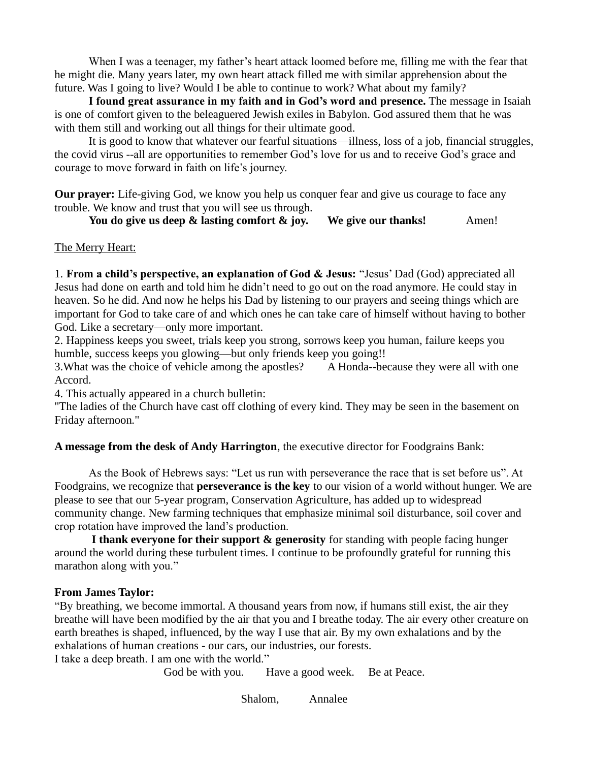When I was a teenager, my father's heart attack loomed before me, filling me with the fear that he might die. Many years later, my own heart attack filled me with similar apprehension about the future. Was I going to live? Would I be able to continue to work? What about my family?

**I found great assurance in my faith and in God's word and presence.** The message in Isaiah is one of comfort given to the beleaguered Jewish exiles in Babylon. God assured them that he was with them still and working out all things for their ultimate good.

It is good to know that whatever our fearful situations—illness, loss of a job, financial struggles, the covid virus --all are opportunities to remember God's love for us and to receive God's grace and courage to move forward in faith on life's journey.

**Our prayer:** Life-giving God, we know you help us conquer fear and give us courage to face any trouble. We know and trust that you will see us through.

**You do give us deep & lasting comfort & joy.** **We give our thanks!** Amen!

<u>The Merry Heart:</u>

1. **From a child's perspective, an explanation of God & Jesus:** "Jesus' Dad (God) appreciated all Jesus had done on earth and told him he didn't need to go out on the road anymore. He could stay in heaven. So he did. And now he helps his Dad by listening to our prayers and seeing things which are important for God to take care of and which ones he can take care of himself without having to bother God. Like a secretary—only more important.
2. Happiness keeps you sweet, trials keep you strong, sorrows keep you human, failure keeps you humble, success keeps you glowing—but only friends keep you going!!
3. What was the choice of vehicle among the apostles? A Honda--because they were all with one Accord.
4. This actually appeared in a church bulletin:
"The ladies of the Church have cast off clothing of every kind. They may be seen in the basement on Friday afternoon."

**A message from the desk of Andy Harrington**, the executive director for Foodgrains Bank:

As the Book of Hebrews says: "Let us run with perseverance the race that is set before us". At Foodgrains, we recognize that **perseverance is the key** to our vision of a world without hunger. We are please to see that our 5-year program, Conservation Agriculture, has added up to widespread community change. New farming techniques that emphasize minimal soil disturbance, soil cover and crop rotation have improved the land's production.

**I thank everyone for their support & generosity** for standing with people facing hunger around the world during these turbulent times. I continue to be profoundly grateful for running this marathon along with you."

**From James Taylor:**

"By breathing, we become immortal. A thousand years from now, if humans still exist, the air they breathe will have been modified by the air that you and I breathe today. The air every other creature on earth breathes is shaped, influenced, by the way I use that air. By my own exhalations and by the exhalations of human creations - our cars, our industries, our forests.
I take a deep breath. I am one with the world."

God be with you. Have a good week. Be at Peace.

Shalom, Annalee